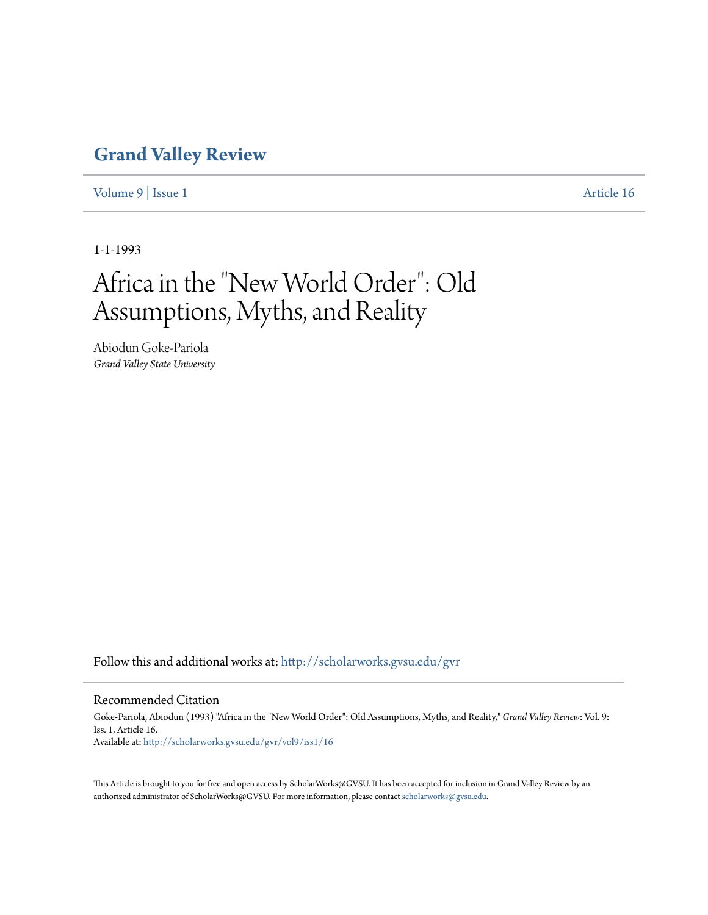# Grand Valley Review

Volume 9 | Issue 1 Article 16

1-1-1993

# Africa in the "New World Order": Old Assumptions, Myths, and Reality

Abiodun Goke-Pariola
*Grand Valley State University*

Follow this and additional works at: http://scholarworks.gvsu.edu/gvr

## Recommended Citation

Goke-Pariola, Abiodun (1993) "Africa in the "New World Order": Old Assumptions, Myths, and Reality," *Grand Valley Review*: Vol. 9: Iss. 1, Article 16.
Available at: http://scholarworks.gvsu.edu/gvr/vol9/iss1/16

This Article is brought to you for free and open access by ScholarWorks@GVSU. It has been accepted for inclusion in Grand Valley Review by an authorized administrator of ScholarWorks@GVSU. For more information, please contact scholarworks@gvsu.edu.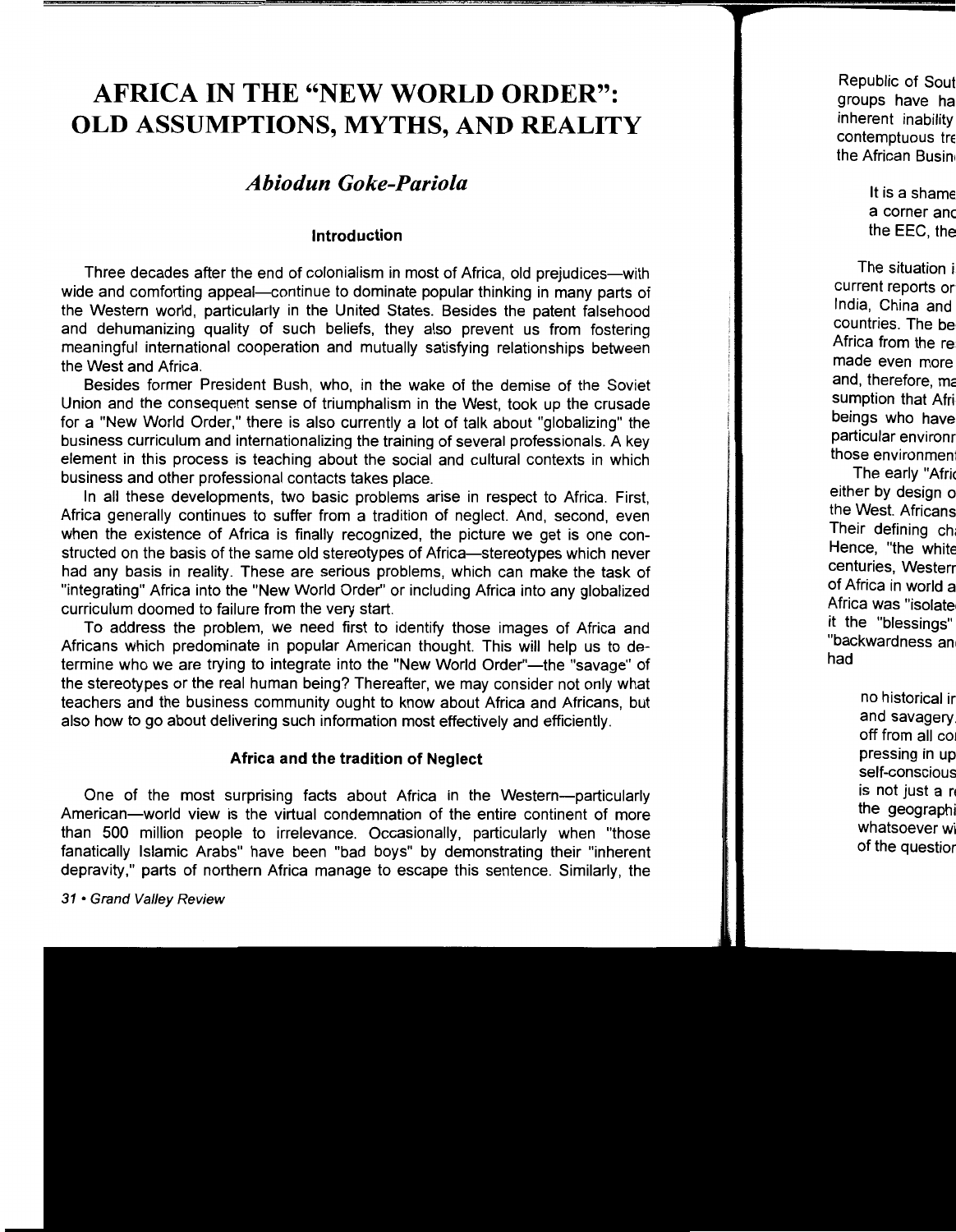# AFRICA IN THE "NEW WORLD ORDER": OLD ASSUMPTIONS, MYTHS, AND REALITY

## *Abiodun Goke-Pariola*

### Introduction

Three decades after the end of colonialism in most of Africa, old prejudices—with wide and comforting appeal—continue to dominate popular thinking in many parts of the Western world, particularly in the United States. Besides the patent falsehood and dehumanizing quality of such beliefs, they also prevent us from fostering meaningful international cooperation and mutually satisfying relationships between the West and Africa.

Besides former President Bush, who, in the wake of the demise of the Soviet Union and the consequent sense of triumphalism in the West, took up the crusade for a "New World Order," there is also currently a lot of talk about "globalizing" the business curriculum and internationalizing the training of several professionals. A key element in this process is teaching about the social and cultural contexts in which business and other professional contacts takes place.

In all these developments, two basic problems arise in respect to Africa. First, Africa generally continues to suffer from a tradition of neglect. And, second, even when the existence of Africa is finally recognized, the picture we get is one constructed on the basis of the same old stereotypes of Africa—stereotypes which never had any basis in reality. These are serious problems, which can make the task of "integrating" Africa into the "New World Order" or including Africa into any globalized curriculum doomed to failure from the very start.

To address the problem, we need first to identify those images of Africa and Africans which predominate in popular American thought. This will help us to determine who we are trying to integrate into the "New World Order"—the "savage" of the stereotypes or the real human being? Thereafter, we may consider not only what teachers and the business community ought to know about Africa and Africans, but also how to go about delivering such information most effectively and efficiently.

### Africa and the tradition of Neglect

One of the most surprising facts about Africa in the Western—particularly American—world view is the virtual condemnation of the entire continent of more than 500 million people to irrelevance. Occasionally, particularly when "those fanatically Islamic Arabs" have been "bad boys" by demonstrating their "inherent depravity," parts of northern Africa manage to escape this sentence. Similarly, the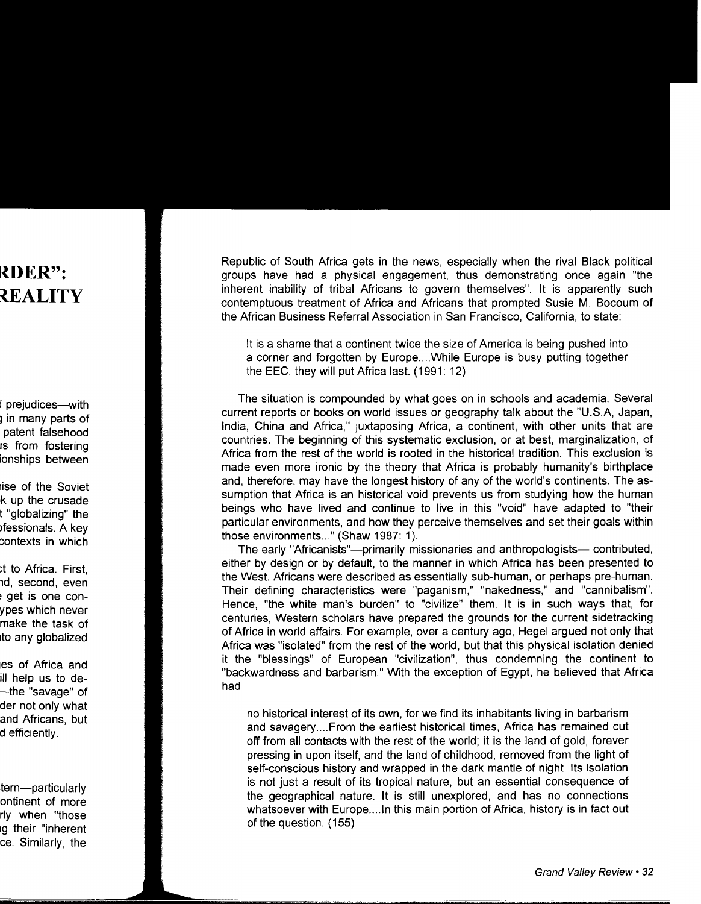Republic of South Africa gets in the news, especially when the rival Black political groups have had a physical engagement, thus demonstrating once again "the inherent inability of tribal Africans to govern themselves". It is apparently such contemptuous treatment of Africa and Africans that prompted Susie M. Bocoum of the African Business Referral Association in San Francisco, California, to state:

> It is a shame that a continent twice the size of America is being pushed into a corner and forgotten by Europe....While Europe is busy putting together the EEC, they will put Africa last. (1991: 12)

The situation is compounded by what goes on in schools and academia. Several current reports or books on world issues or geography talk about the "U.S.A, Japan, India, China and Africa," juxtaposing Africa, a continent, with other units that are countries. The beginning of this systematic exclusion, or at best, marginalization, of Africa from the rest of the world is rooted in the historical tradition. This exclusion is made even more ironic by the theory that Africa is probably humanity's birthplace and, therefore, may have the longest history of any of the world's continents. The assumption that Africa is an historical void prevents us from studying how the human beings who have lived and continue to live in this "void" have adapted to "their particular environments, and how they perceive themselves and set their goals within those environments..." (Shaw 1987: 1).

The early "Africanists"—primarily missionaries and anthropologists— contributed, either by design or by default, to the manner in which Africa has been presented to the West. Africans were described as essentially sub-human, or perhaps pre-human. Their defining characteristics were "paganism," "nakedness," and "cannibalism". Hence, "the white man's burden" to "civilize" them. It is in such ways that, for centuries, Western scholars have prepared the grounds for the current sidetracking of Africa in world affairs. For example, over a century ago, Hegel argued not only that Africa was "isolated" from the rest of the world, but that this physical isolation denied it the "blessings" of European "civilization", thus condemning the continent to "backwardness and barbarism." With the exception of Egypt, he believed that Africa had

> no historical interest of its own, for we find its inhabitants living in barbarism and savagery....From the earliest historical times, Africa has remained cut off from all contacts with the rest of the world; it is the land of gold, forever pressing in upon itself, and the land of childhood, removed from the light of self-conscious history and wrapped in the dark mantle of night. Its isolation is not just a result of its tropical nature, but an essential consequence of the geographical nature. It is still unexplored, and has no connections whatsoever with Europe....In this main portion of Africa, history is in fact out of the question. (155)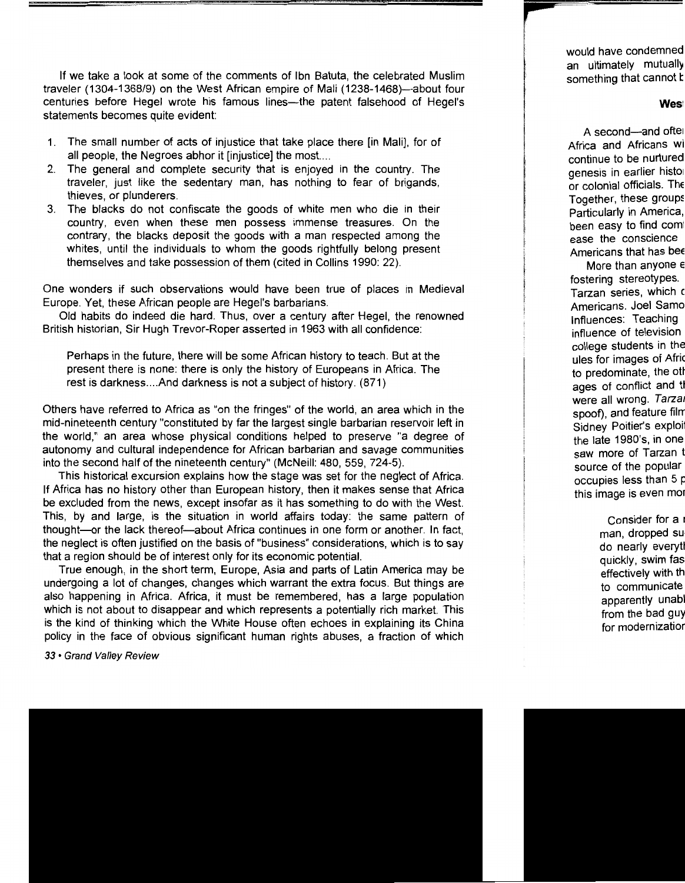If we take a look at some of the comments of Ibn Batuta, the celebrated Muslim traveler (1304-1368/9) on the West African empire of Mali (1238-1468)—about four centuries before Hegel wrote his famous lines—the patent falsehood of Hegel's statements becomes quite evident:

1. The small number of acts of injustice that take place there [in Mali], for of all people, the Negroes abhor it [injustice] the most....
2. The general and complete security that is enjoyed in the country. The traveler, just like the sedentary man, has nothing to fear of brigands, thieves, or plunderers.
3. The blacks do not confiscate the goods of white men who die in their country, even when these men possess immense treasures. On the contrary, the blacks deposit the goods with a man respected among the whites, until the individuals to whom the goods rightfully belong present themselves and take possession of them (cited in Collins 1990: 22).

One wonders if such observations would have been true of places in Medieval Europe. Yet, these African people are Hegel's barbarians.

Old habits do indeed die hard. Thus, over a century after Hegel, the renowned British historian, Sir Hugh Trevor-Roper asserted in 1963 with all confidence:

> Perhaps in the future, there will be some African history to teach. But at the present there is none: there is only the history of Europeans in Africa. The rest is darkness....And darkness is not a subject of history. (871)

Others have referred to Africa as "on the fringes" of the world, an area which in the mid-nineteenth century "constituted by far the largest single barbarian reservoir left in the world," an area whose physical conditions helped to preserve "a degree of autonomy and cultural independence for African barbarian and savage communities into the second half of the nineteenth century" (McNeill: 480, 559, 724-5).

This historical excursion explains how the stage was set for the neglect of Africa. If Africa has no history other than European history, then it makes sense that Africa be excluded from the news, except insofar as it has something to do with the West. This, by and large, is the situation in world affairs today: the same pattern of thought—or the lack thereof—about Africa continues in one form or another. In fact, the neglect is often justified on the basis of "business" considerations, which is to say that a region should be of interest only for its economic potential.

True enough, in the short term, Europe, Asia and parts of Latin America may be undergoing a lot of changes, changes which warrant the extra focus. But things are also happening in Africa. Africa, it must be remembered, has a large population which is not about to disappear and which represents a potentially rich market. This is the kind of thinking which the White House often echoes in explaining its China policy in the face of obvious significant human rights abuses, a fraction of which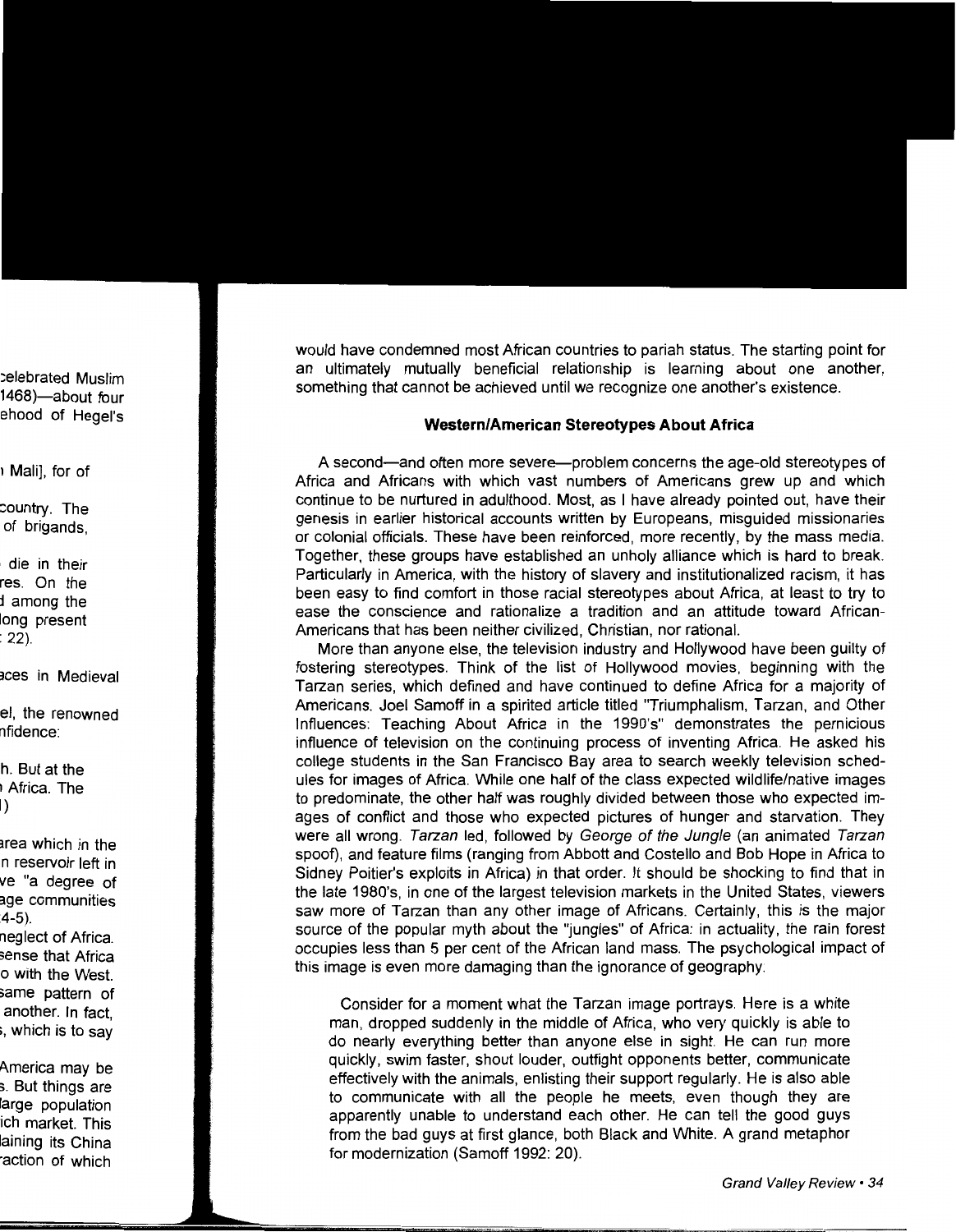would have condemned most African countries to pariah status. The starting point for an ultimately mutually beneficial relationship is learning about one another, something that cannot be achieved until we recognize one another's existence.

### Western/American Stereotypes About Africa

A second—and often more severe—problem concerns the age-old stereotypes of Africa and Africans with which vast numbers of Americans grew up and which continue to be nurtured in adulthood. Most, as I have already pointed out, have their genesis in earlier historical accounts written by Europeans, misguided missionaries or colonial officials. These have been reinforced, more recently, by the mass media. Together, these groups have established an unholy alliance which is hard to break. Particularly in America, with the history of slavery and institutionalized racism, it has been easy to find comfort in those racial stereotypes about Africa, at least to try to ease the conscience and rationalize a tradition and an attitude toward African-Americans that has been neither civilized, Christian, nor rational.

More than anyone else, the television industry and Hollywood have been guilty of fostering stereotypes. Think of the list of Hollywood movies, beginning with the Tarzan series, which defined and have continued to define Africa for a majority of Americans. Joel Samoff in a spirited article titled "Triumphalism, Tarzan, and Other Influences: Teaching About Africa in the 1990's" demonstrates the pernicious influence of television on the continuing process of inventing Africa. He asked his college students in the San Francisco Bay area to search weekly television schedules for images of Africa. While one half of the class expected wildlife/native images to predominate, the other half was roughly divided between those who expected images of conflict and those who expected pictures of hunger and starvation. They were all wrong. *Tarzan* led, followed by *George of the Jungle* (an animated *Tarzan* spoof), and feature films (ranging from Abbott and Costello and Bob Hope in Africa to Sidney Poitier's exploits in Africa) in that order. It should be shocking to find that in the late 1980's, in one of the largest television markets in the United States, viewers saw more of Tarzan than any other image of Africans. Certainly, this is the major source of the popular myth about the "jungles" of Africa: in actuality, the rain forest occupies less than 5 per cent of the African land mass. The psychological impact of this image is even more damaging than the ignorance of geography.

> Consider for a moment what the Tarzan image portrays. Here is a white man, dropped suddenly in the middle of Africa, who very quickly is able to do nearly everything better than anyone else in sight. He can run more quickly, swim faster, shout louder, outfight opponents better, communicate effectively with the animals, enlisting their support regularly. He is also able to communicate with all the people he meets, even though they are apparently unable to understand each other. He can tell the good guys from the bad guys at first glance, both Black and White. A grand metaphor for modernization (Samoff 1992: 20).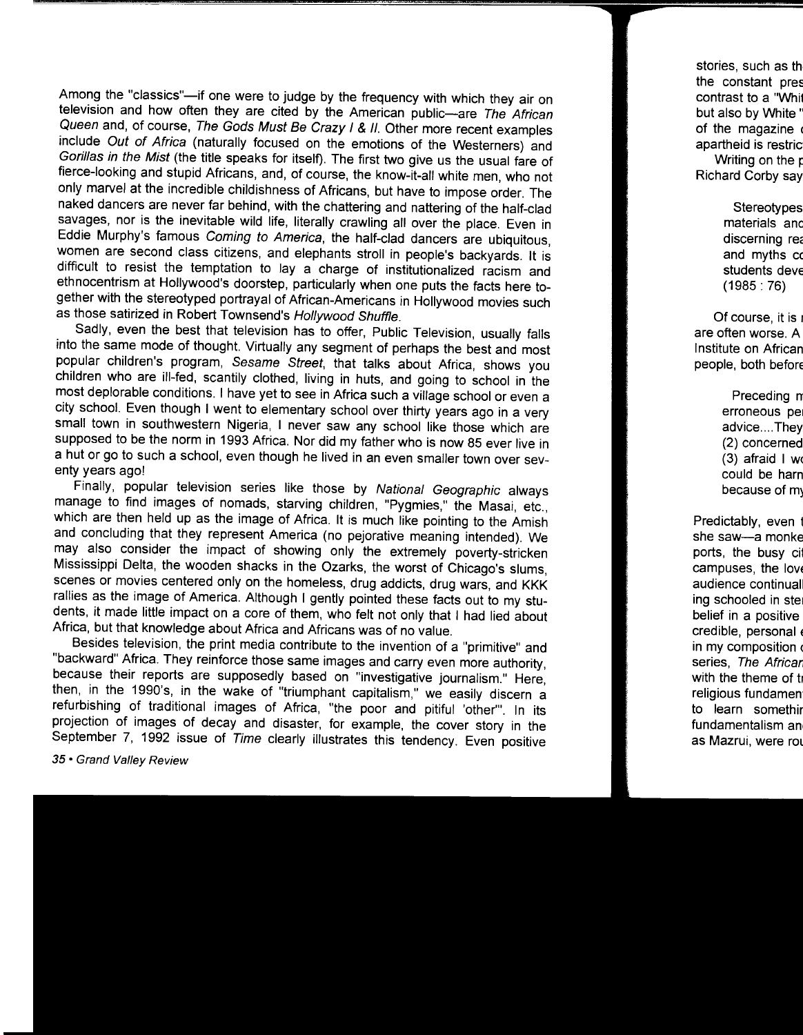Among the "classics"—if one were to judge by the frequency with which they air on television and how often they are cited by the American public—are *The African Queen* and, of course, *The Gods Must Be Crazy I & II*. Other more recent examples include *Out of Africa* (naturally focused on the emotions of the Westerners) and *Gorillas in the Mist* (the title speaks for itself). The first two give us the usual fare of fierce-looking and stupid Africans, and, of course, the know-it-all white men, who not only marvel at the incredible childishness of Africans, but have to impose order. The naked dancers are never far behind, with the chattering and nattering of the half-clad savages, nor is the inevitable wild life, literally crawling all over the place. Even in Eddie Murphy's famous *Coming to America*, the half-clad dancers are ubiquitous, women are second class citizens, and elephants stroll in people's backyards. It is difficult to resist the temptation to lay a charge of institutionalized racism and ethnocentrism at Hollywood's doorstep, particularly when one puts the facts here together with the stereotyped portrayal of African-Americans in Hollywood movies such as those satirized in Robert Townsend's *Hollywood Shuffle*.

Sadly, even the best that television has to offer, Public Television, usually falls into the same mode of thought. Virtually any segment of perhaps the best and most popular children's program, *Sesame Street*, that talks about Africa, shows you children who are ill-fed, scantily clothed, living in huts, and going to school in the most deplorable conditions. I have yet to see in Africa such a village school or even a city school. Even though I went to elementary school over thirty years ago in a very small town in southwestern Nigeria, I never saw any school like those which are supposed to be the norm in 1993 Africa. Nor did my father who is now 85 ever live in a hut or go to such a school, even though he lived in an even smaller town over seventy years ago!

Finally, popular television series like those by *National Geographic* always manage to find images of nomads, starving children, "Pygmies," the Masai, etc., which are then held up as the image of Africa. It is much like pointing to the Amish and concluding that they represent America (no pejorative meaning intended). We may also consider the impact of showing only the extremely poverty-stricken Mississippi Delta, the wooden shacks in the Ozarks, the worst of Chicago's slums, scenes or movies centered only on the homeless, drug addicts, drug wars, and KKK rallies as the image of America. Although I gently pointed these facts out to my students, it made little impact on a core of them, who felt not only that I had lied about Africa, but that knowledge about Africa and Africans was of no value.

Besides television, the print media contribute to the invention of a "primitive" and "backward" Africa. They reinforce those same images and carry even more authority, because their reports are supposedly based on "investigative journalism." Here, then, in the 1990's, in the wake of "triumphant capitalism," we easily discern a refurbishing of traditional images of Africa, "the poor and pitiful 'other'". In its projection of images of decay and disaster, for example, the cover story in the September 7, 1992 issue of *Time* clearly illustrates this tendency. Even positive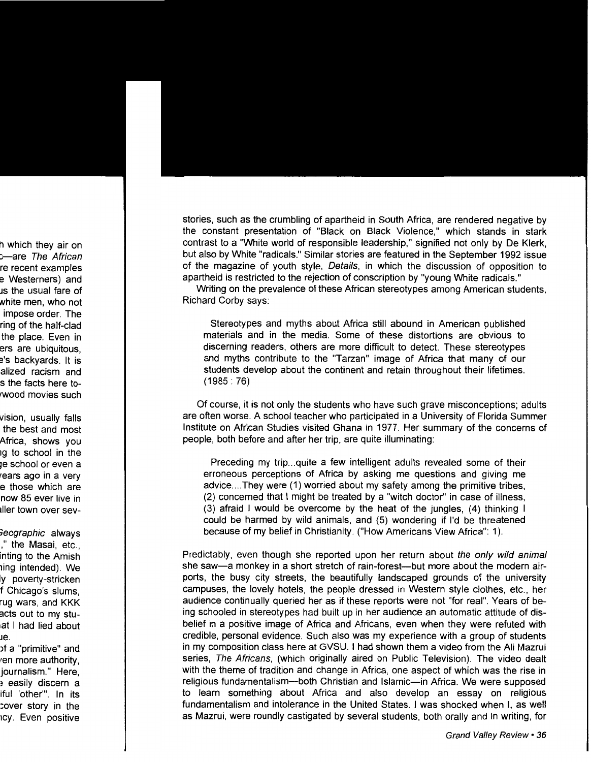stories, such as the crumbling of apartheid in South Africa, are rendered negative by the constant presentation of "Black on Black Violence," which stands in stark contrast to a "White world of responsible leadership," signified not only by De Klerk, but also by White "radicals." Similar stories are featured in the September 1992 issue of the magazine of youth style, *Details*, in which the discussion of opposition to apartheid is restricted to the rejection of conscription by "young White radicals."

Writing on the prevalence of these African stereotypes among American students, Richard Corby says:

> Stereotypes and myths about Africa still abound in American published materials and in the media. Some of these distortions are obvious to discerning readers, others are more difficult to detect. These stereotypes and myths contribute to the "Tarzan" image of Africa that many of our students develop about the continent and retain throughout their lifetimes. (1985 : 76)

Of course, it is not only the students who have such grave misconceptions; adults are often worse. A school teacher who participated in a University of Florida Summer Institute on African Studies visited Ghana in 1977. Her summary of the concerns of people, both before and after her trip, are quite illuminating:

> Preceding my trip...quite a few intelligent adults revealed some of their erroneous perceptions of Africa by asking me questions and giving me advice....They were (1) worried about my safety among the primitive tribes, (2) concerned that I might be treated by a "witch doctor" in case of illness, (3) afraid I would be overcome by the heat of the jungles, (4) thinking I could be harmed by wild animals, and (5) wondering if I'd be threatened because of my belief in Christianity. ("How Americans View Africa": 1).

Predictably, even though she reported upon her return about *the only wild animal* she saw—a monkey in a short stretch of rain-forest—but more about the modern airports, the busy city streets, the beautifully landscaped grounds of the university campuses, the lovely hotels, the people dressed in Western style clothes, etc., her audience continually queried her as if these reports were not "for real". Years of being schooled in stereotypes had built up in her audience an automatic attitude of disbelief in a positive image of Africa and Africans, even when they were refuted with credible, personal evidence. Such also was my experience with a group of students in my composition class here at GVSU. I had shown them a video from the Ali Mazrui series, *The Africans*, (which originally aired on Public Television). The video dealt with the theme of tradition and change in Africa, one aspect of which was the rise in religious fundamentalism—both Christian and Islamic—in Africa. We were supposed to learn something about Africa and also develop an essay on religious fundamentalism and intolerance in the United States. I was shocked when I, as well as Mazrui, were roundly castigated by several students, both orally and in writing, for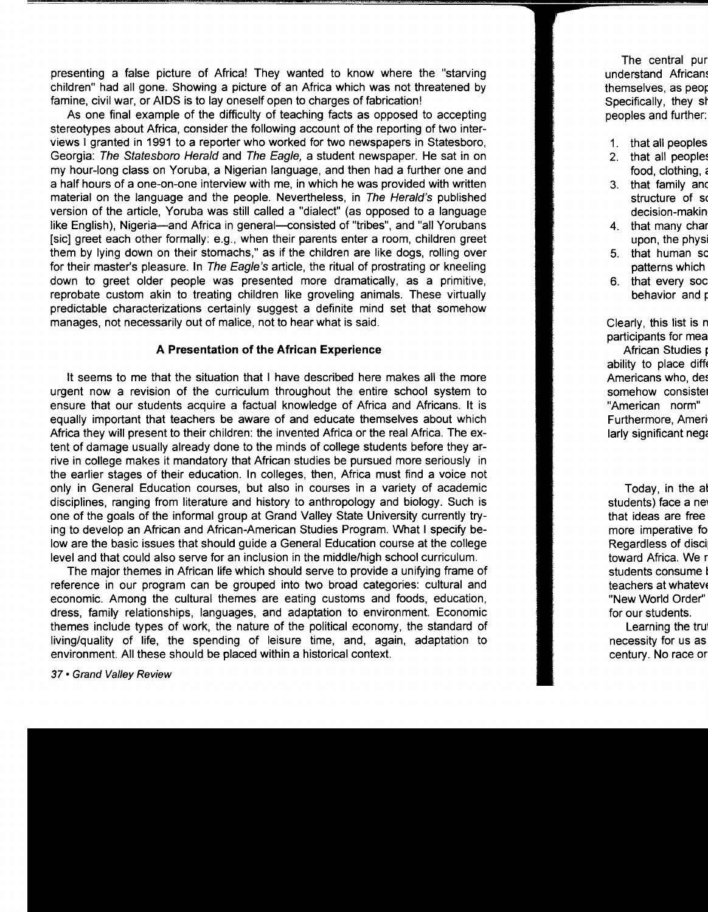presenting a false picture of Africa! They wanted to know where the "starving children" had all gone. Showing a picture of an Africa which was not threatened by famine, civil war, or AIDS is to lay oneself open to charges of fabrication!

As one final example of the difficulty of teaching facts as opposed to accepting stereotypes about Africa, consider the following account of the reporting of two interviews I granted in 1991 to a reporter who worked for two newspapers in Statesboro, Georgia: *The Statesboro Herald* and *The Eagle,* a student newspaper. He sat in on my hour-long class on Yoruba, a Nigerian language, and then had a further one and a half hours of a one-on-one interview with me, in which he was provided with written material on the language and the people. Nevertheless, in *The Herald's* published version of the article, Yoruba was still called a "dialect" (as opposed to a language like English), Nigeria—and Africa in general—consisted of "tribes", and "all Yorubans [sic] greet each other formally: e.g., when their parents enter a room, children greet them by lying down on their stomachs," as if the children are like dogs, rolling over for their master's pleasure. In *The Eagle's* article, the ritual of prostrating or kneeling down to greet older people was presented more dramatically, as a primitive, reprobate custom akin to treating children like groveling animals. These virtually predictable characterizations certainly suggest a definite mind set that somehow manages, not necessarily out of malice, not to hear what is said.

### A Presentation of the African Experience

It seems to me that the situation that I have described here makes all the more urgent now a revision of the curriculum throughout the entire school system to ensure that our students acquire a factual knowledge of Africa and Africans. It is equally important that teachers be aware of and educate themselves about which Africa they will present to their children: the invented Africa or the real Africa. The extent of damage usually already done to the minds of college students before they arrive in college makes it mandatory that African studies be pursued more seriously in the earlier stages of their education. In colleges, then, Africa must find a voice not only in General Education courses, but also in courses in a variety of academic disciplines, ranging from literature and history to anthropology and biology. Such is one of the goals of the informal group at Grand Valley State University currently trying to develop an African and African-American Studies Program. What I specify below are the basic issues that should guide a General Education course at the college level and that could also serve for an inclusion in the middle/high school curriculum.

The major themes in African life which should serve to provide a unifying frame of reference in our program can be grouped into two broad categories: cultural and economic. Among the cultural themes are eating customs and foods, education, dress, family relationships, languages, and adaptation to environment. Economic themes include types of work, the nature of the political economy, the standard of living/quality of life, the spending of leisure time, and, again, adaptation to environment. All these should be placed within a historical context.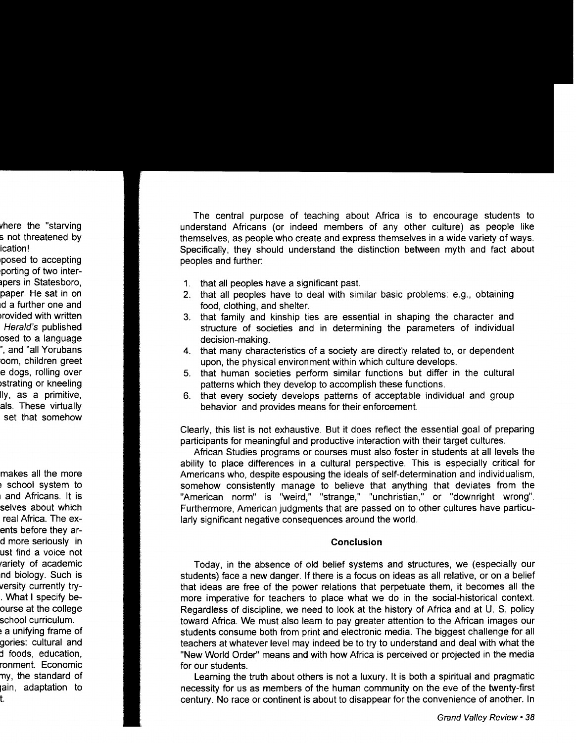The central purpose of teaching about Africa is to encourage students to understand Africans (or indeed members of any other culture) as people like themselves, as people who create and express themselves in a wide variety of ways. Specifically, they should understand the distinction between myth and fact about peoples and further:

1. that all peoples have a significant past.
2. that all peoples have to deal with similar basic problems: e.g., obtaining food, clothing, and shelter.
3. that family and kinship ties are essential in shaping the character and structure of societies and in determining the parameters of individual decision-making.
4. that many characteristics of a society are directly related to, or dependent upon, the physical environment within which culture develops.
5. that human societies perform similar functions but differ in the cultural patterns which they develop to accomplish these functions.
6. that every society develops patterns of acceptable individual and group behavior and provides means for their enforcement.

Clearly, this list is not exhaustive. But it does reflect the essential goal of preparing participants for meaningful and productive interaction with their target cultures.

African Studies programs or courses must also foster in students at all levels the ability to place differences in a cultural perspective. This is especially critical for Americans who, despite espousing the ideals of self-determination and individualism, somehow consistently manage to believe that anything that deviates from the "American norm" is "weird," "strange," "unchristian," or "downright wrong". Furthermore, American judgments that are passed on to other cultures have particularly significant negative consequences around the world.

## Conclusion

Today, in the absence of old belief systems and structures, we (especially our students) face a new danger. If there is a focus on ideas as all relative, or on a belief that ideas are free of the power relations that perpetuate them, it becomes all the more imperative for teachers to place what we do in the social-historical context. Regardless of discipline, we need to look at the history of Africa and at U. S. policy toward Africa. We must also learn to pay greater attention to the African images our students consume both from print and electronic media. The biggest challenge for all teachers at whatever level may indeed be to try to understand and deal with what the "New World Order" means and with how Africa is perceived or projected in the media for our students.

Learning the truth about others is not a luxury. It is both a spiritual and pragmatic necessity for us as members of the human community on the eve of the twenty-first century. No race or continent is about to disappear for the convenience of another. In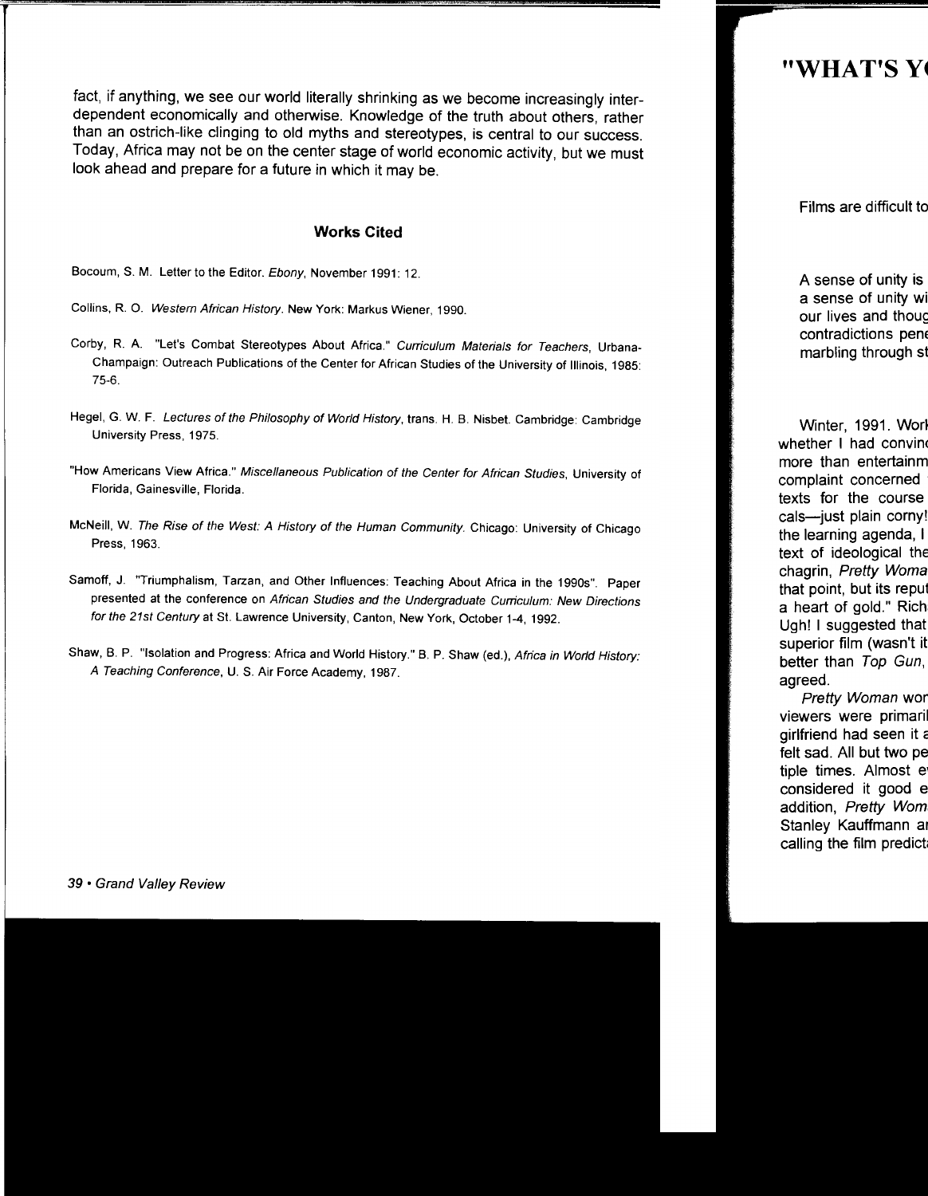fact, if anything, we see our world literally shrinking as we become increasingly interdependent economically and otherwise. Knowledge of the truth about others, rather than an ostrich-like clinging to old myths and stereotypes, is central to our success. Today, Africa may not be on the center stage of world economic activity, but we must look ahead and prepare for a future in which it may be.

## Works Cited

Bocoum, S. M. Letter to the Editor. *Ebony*, November 1991: 12.

Collins, R. O. *Western African History*. New York: Markus Wiener, 1990.

Corby, R. A. "Let's Combat Stereotypes About Africa." *Curriculum Materials for Teachers*, Urbana-Champaign: Outreach Publications of the Center for African Studies of the University of Illinois, 1985: 75-6.

Hegel, G. W. F. *Lectures of the Philosophy of World History*, trans. H. B. Nisbet. Cambridge: Cambridge University Press, 1975.

"How Americans View Africa." *Miscellaneous Publication of the Center for African Studies*, University of Florida, Gainesville, Florida.

McNeill, W. *The Rise of the West: A History of the Human Community*. Chicago: University of Chicago Press, 1963.

Samoff, J. "Triumphalism, Tarzan, and Other Influences: Teaching About Africa in the 1990s". Paper presented at the conference on *African Studies and the Undergraduate Curriculum: New Directions for the 21st Century* at St. Lawrence University, Canton, New York, October 1-4, 1992.

Shaw, B. P. "Isolation and Progress: Africa and World History." B. P. Shaw (ed.), *Africa in World History: A Teaching Conference*, U. S. Air Force Academy, 1987.